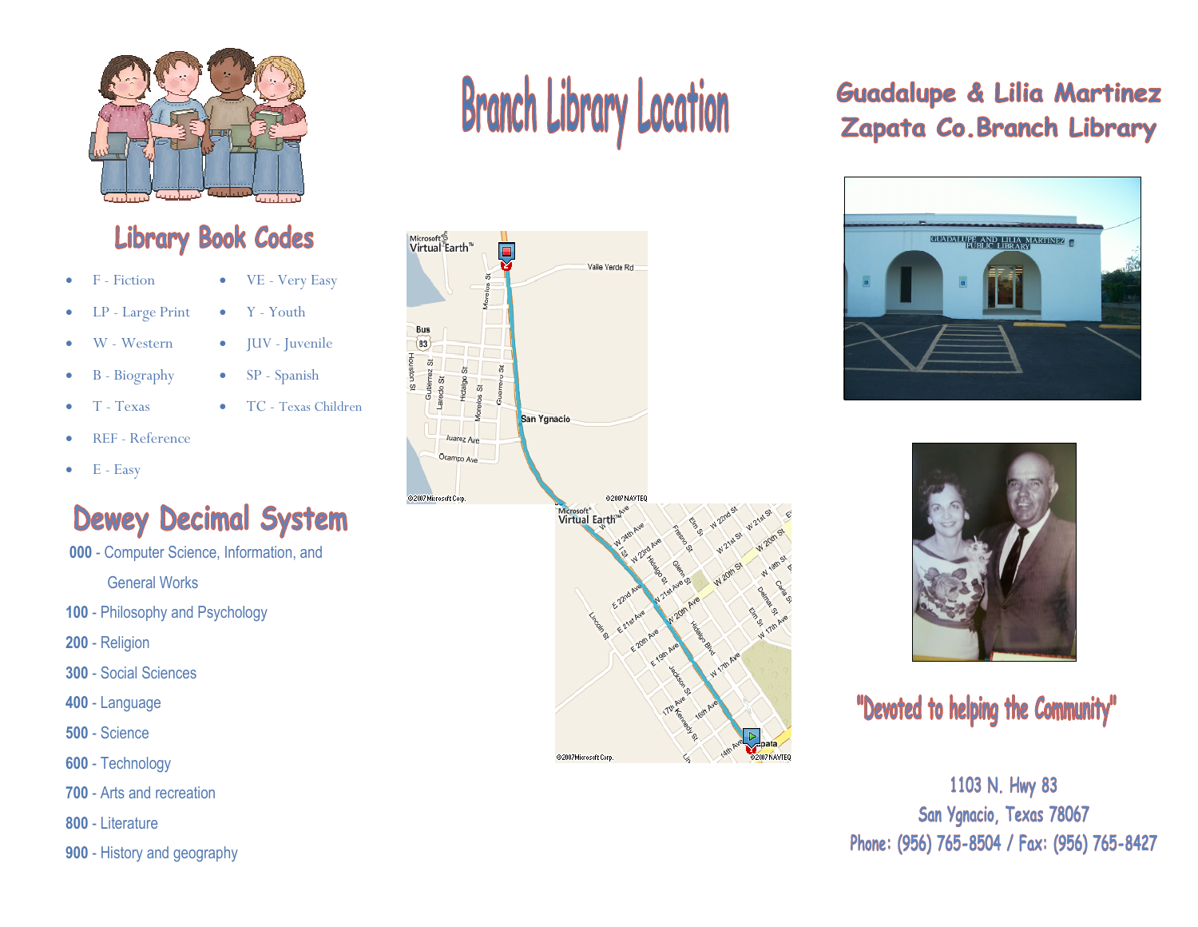## Library Book Codes

- F - Fiction
- LP - Large Print
- W - Western
- B - Biography
- T - Texas
- REF - Reference
- E - Easy
- VE - Very Easy
- Y - Youth
- JUV - Juvenile
- SP - Spanish
- TC - Texas Children

## Dewey Decimal System

**000** - Computer Science, Information, and General Works

**100** - Philosophy and Psychology

**200** - Religion

**300** - Social Sciences

**400** - Language

**500** - Science

**600** - Technology

**700** - Arts and recreation

**800** - Literature

**900** - History and geography

# Branch Library Location

# Guadalupe & Lilia Martinez Zapata Co. Branch Library

"Devoted to helping the Community"

1103 N. Hwy 83
San Ygnacio, Texas 78067
Phone: (956) 765-8504 / Fax: (956) 765-8427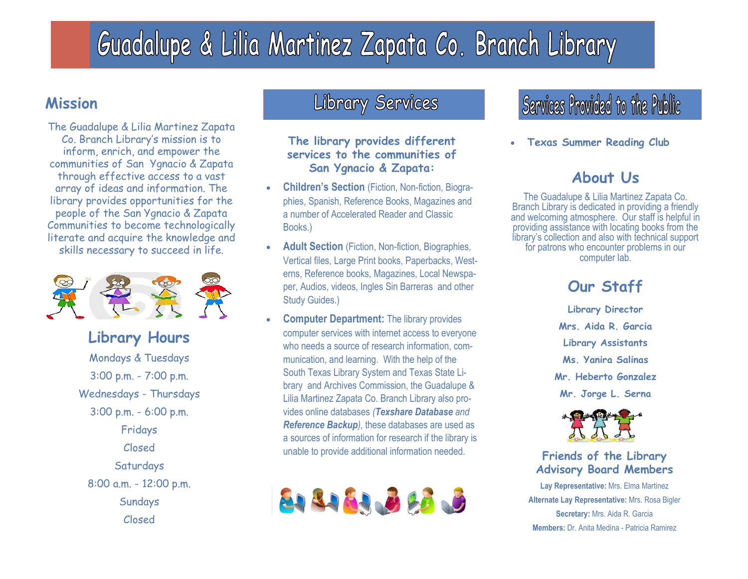# Guadalupe & Lilia Martinez Zapata Co. Branch Library

## Mission

The Guadalupe & Lilia Martinez Zapata Co. Branch Library's mission is to inform, enrich, and empower the communities of San Ygnacio & Zapata through effective access to a vast array of ideas and information. The library provides opportunities for the people of the San Ygnacio & Zapata Communities to become technologically literate and acquire the knowledge and skills necessary to succeed in life.

## Library Hours

Mondays & Tuesdays

3:00 p.m. - 7:00 p.m.

Wednesdays - Thursdays

3:00 p.m. - 6:00 p.m.

Fridays

Closed

Saturdays

8:00 a.m. - 12:00 p.m.

Sundays

Closed

## Library Services

**The library provides different services to the communities of San Ygnacio & Zapata:**

- **Children's Section** (Fiction, Non-fiction, Biographies, Spanish, Reference Books, Magazines and a number of Accelerated Reader and Classic Books.)
- **Adult Section** (Fiction, Non-fiction, Biographies, Vertical files, Large Print books, Paperbacks, Westerns, Reference books, Magazines, Local Newspaper, Audios, videos, Ingles Sin Barreras and other Study Guides.)
- **Computer Department:** The library provides computer services with internet access to everyone who needs a source of research information, communication, and learning. With the help of the South Texas Library System and Texas State Library and Archives Commission, the Guadalupe & Lilia Martinez Zapata Co. Branch Library also provides online databases *(**Texshare Database** and **Reference Backup**)*, these databases are used as a sources of information for research if the library is unable to provide additional information needed.

## Services Provided to the Public

- **Texas Summer Reading Club**

## About Us

The Guadalupe & Lilia Martinez Zapata Co. Branch Library is dedicated in providing a friendly and welcoming atmosphere. Our staff is helpful in providing assistance with locating books from the library's collection and also with technical support for patrons who encounter problems in our computer lab.

## Our Staff

**Library Director**

**Mrs. Aida R. Garcia**

**Library Assistants**

**Ms. Yanira Salinas**

**Mr. Heberto Gonzalez**

**Mr. Jorge L. Serna**

### Friends of the Library Advisory Board Members

**Lay Representative:** Mrs. Elma Martinez

**Alternate Lay Representative:** Mrs. Rosa Bigler

**Secretary:** Mrs. Aida R. Garcia

**Members:** Dr. Anita Medina - Patricia Ramirez